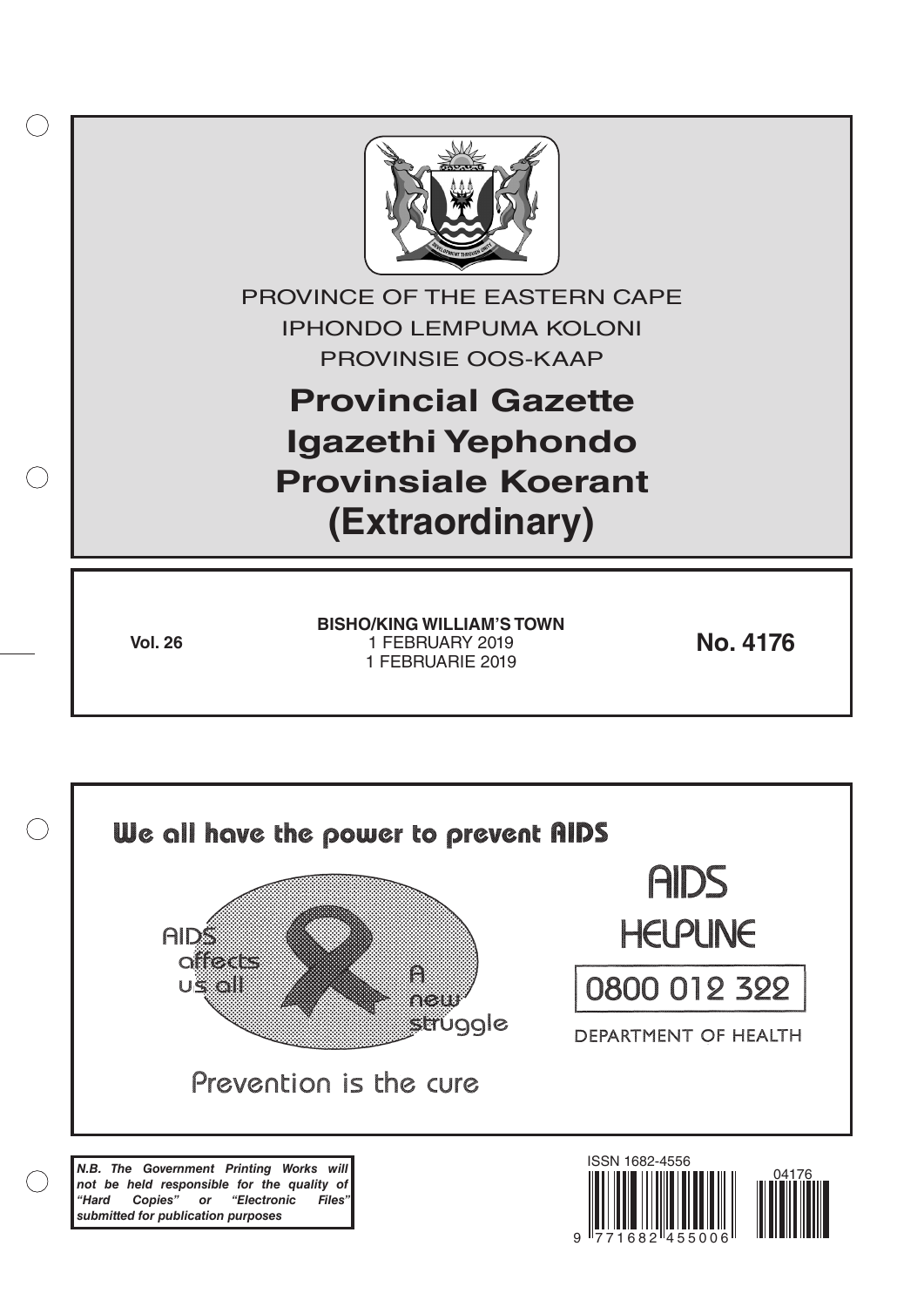PROVINCE OF THE EASTERN CAPE

IPHONDO LEMPUMA KOLONI

PROVINSIE OOS-KAAP

# Provincial Gazette
# Igazethi Yephondo
# Provinsiale Koerant
# (Extraordinary)

**Vol. 26**

**BISHO/KING WILLIAM'S TOWN**
1 FEBRUARY 2019
1 FEBRUARIE 2019

**No. 4176**

**We all have the power to prevent AIDS**

AIDS affects us all

A new struggle

Prevention is the cure

AIDS HELPLINE

0800 012 322

DEPARTMENT OF HEALTH

***N.B. The Government Printing Works will not be held responsible for the quality of "Hard Copies" or "Electronic Files" submitted for publication purposes***

ISSN 1682-4556

04176

9 771682 455006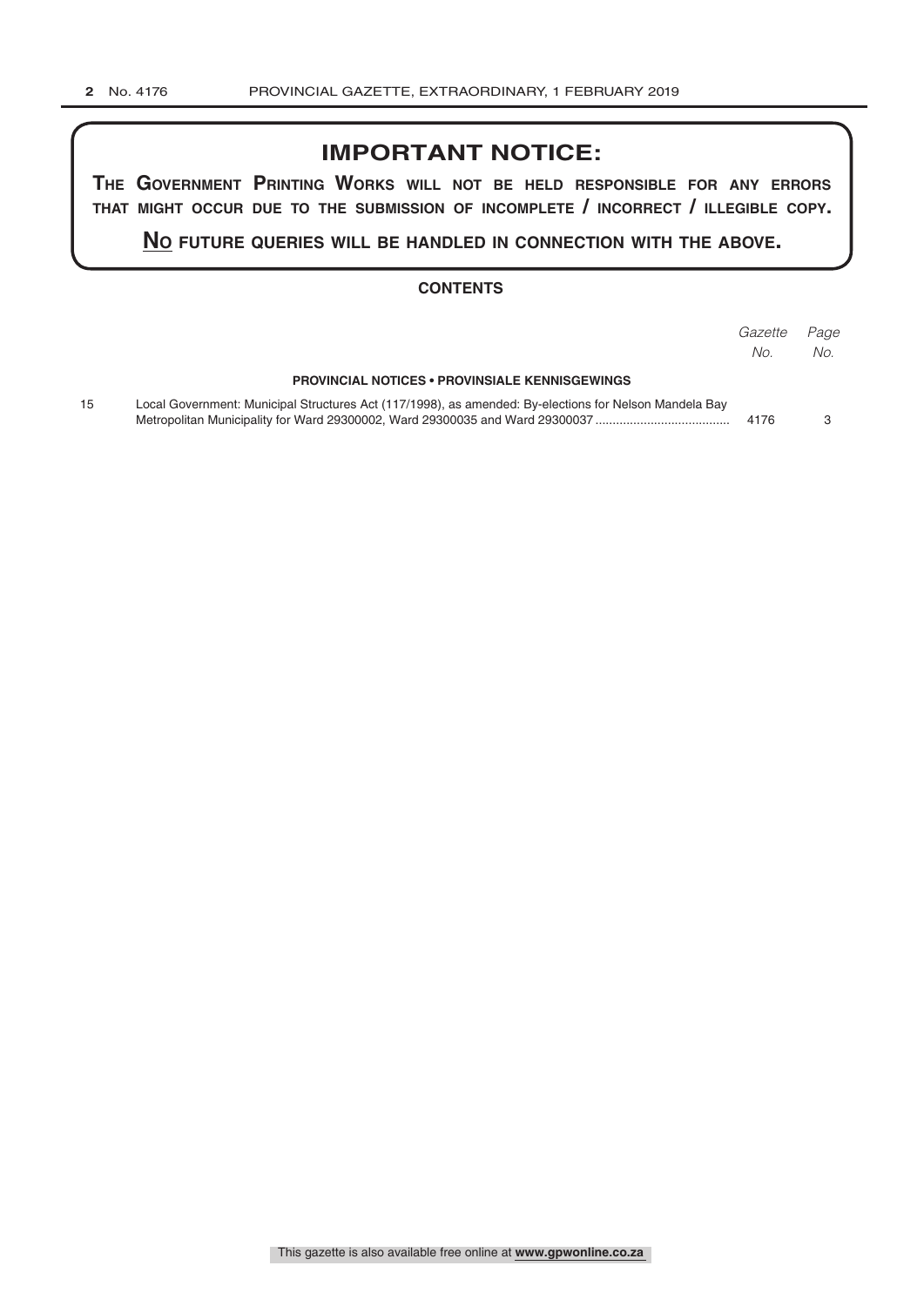# IMPORTANT NOTICE:

**THE GOVERNMENT PRINTING WORKS WILL NOT BE HELD RESPONSIBLE FOR ANY ERRORS THAT MIGHT OCCUR DUE TO THE SUBMISSION OF INCOMPLETE / INCORRECT / ILLEGIBLE COPY.**

**NO FUTURE QUERIES WILL BE HANDLED IN CONNECTION WITH THE ABOVE.**

## CONTENTS

| | | *Gazette No.* | *Page No.* |
|---|---|---|---|
| | **PROVINCIAL NOTICES • PROVINSIALE KENNISGEWINGS** | | |
| 15 | Local Government: Municipal Structures Act (117/1998), as amended: By-elections for Nelson Mandela Bay Metropolitan Municipality for Ward 29300002, Ward 29300035 and Ward 29300037 | 4176 | 3 |

This gazette is also available free online at **www.gpwonline.co.za**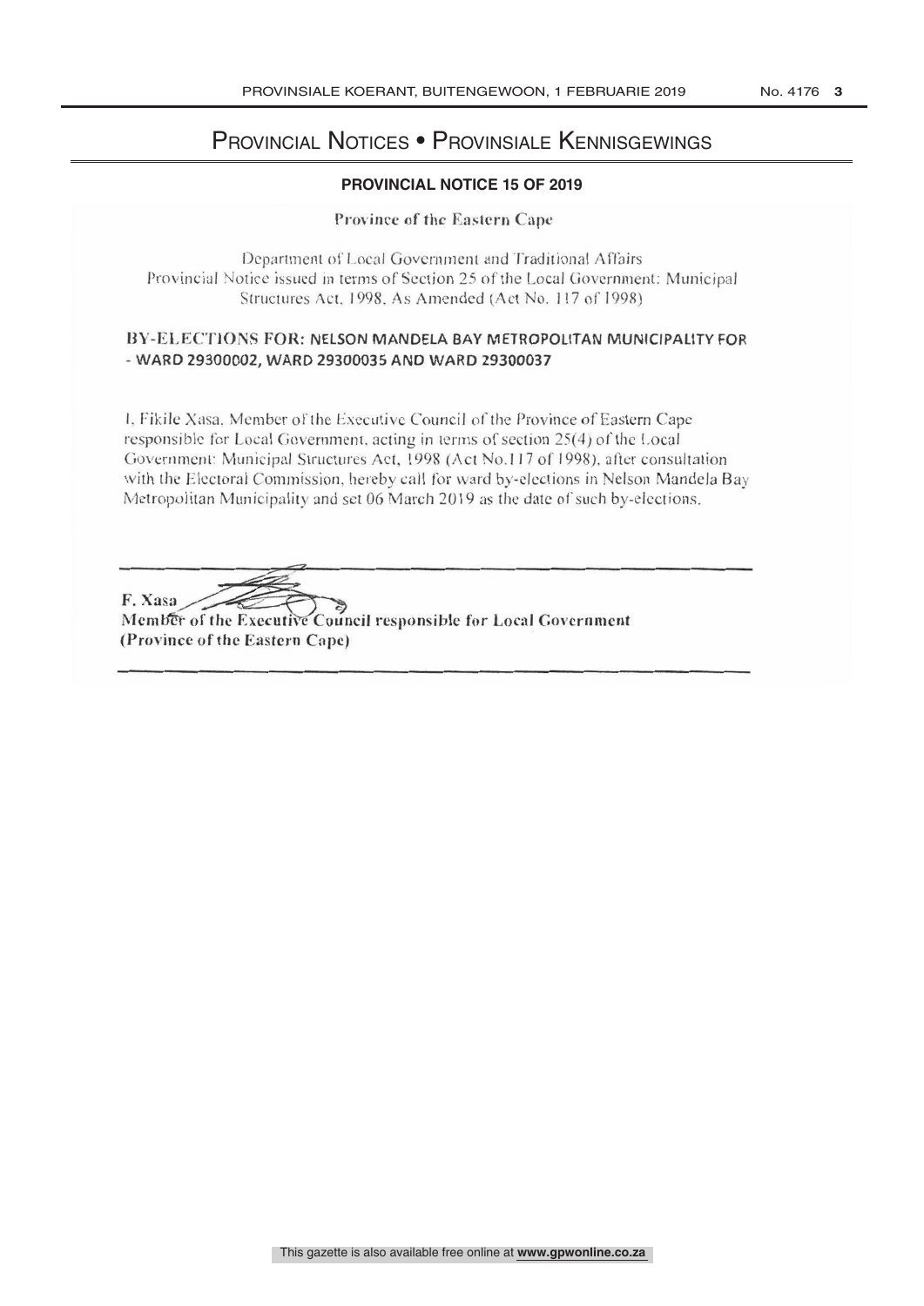# Provincial Notices • Provinsiale Kennisgewings

## PROVINCIAL NOTICE 15 OF 2019

Province of the Eastern Cape

Department of Local Government and Traditional Affairs
Provincial Notice issued in terms of Section 25 of the Local Government: Municipal Structures Act, 1998, As Amended (Act No. 117 of 1998)

### BY-ELECTIONS FOR: NELSON MANDELA BAY METROPOLITAN MUNICIPALITY FOR - WARD 29300002, WARD 29300035 AND WARD 29300037

I, Fikile Xasa, Member of the Executive Council of the Province of Eastern Cape responsible for Local Government, acting in terms of section 25(4) of the Local Government: Municipal Structures Act, 1998 (Act No.117 of 1998), after consultation with the Electoral Commission, hereby call for ward by-elections in Nelson Mandela Bay Metropolitan Municipality and set 06 March 2019 as the date of such by-elections.

**F. Xasa**
**Member of the Executive Council responsible for Local Government**
**(Province of the Eastern Cape)**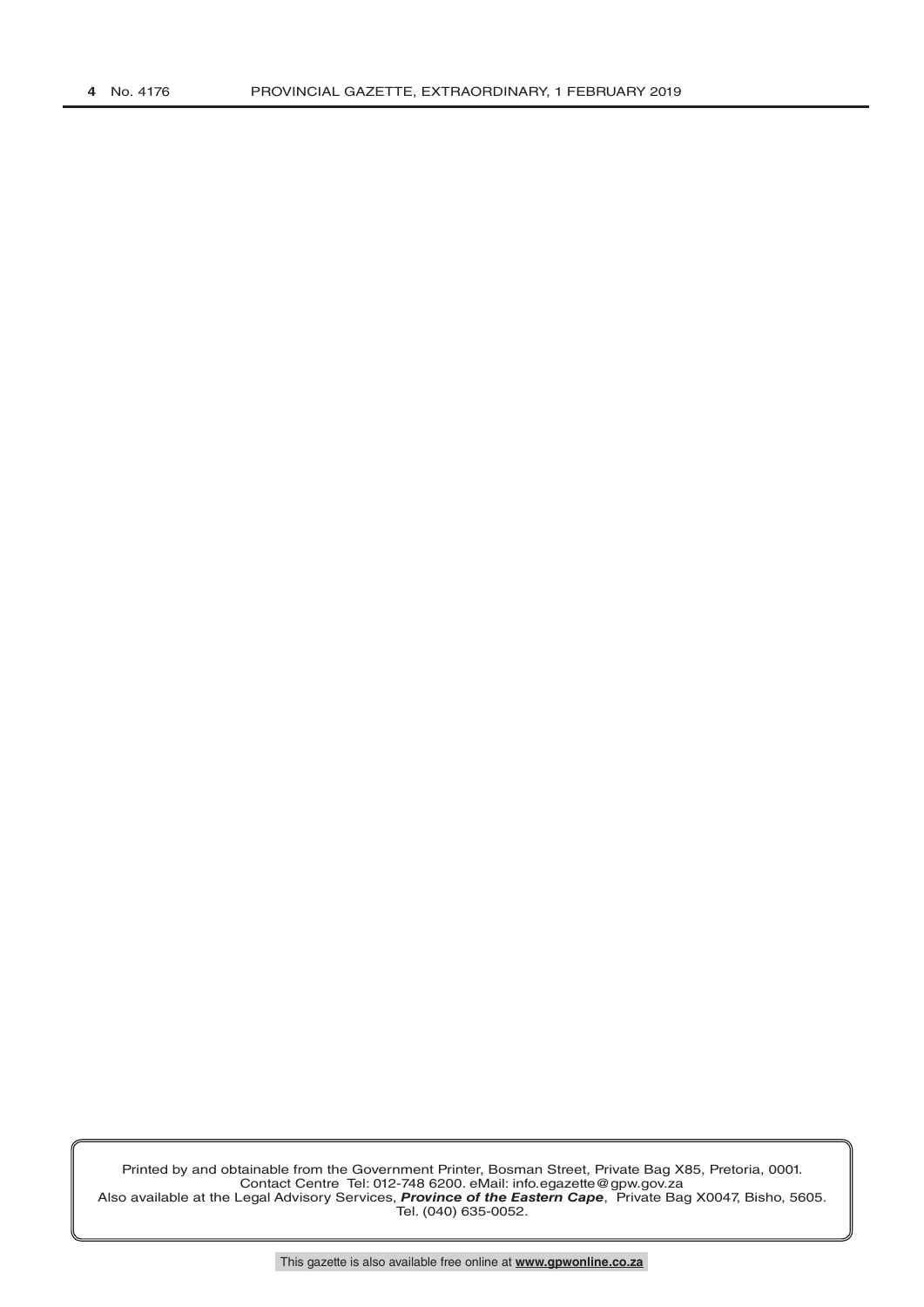Printed by and obtainable from the Government Printer, Bosman Street, Private Bag X85, Pretoria, 0001.
Contact Centre Tel: 012-748 6200. eMail: info.egazette@gpw.gov.za
Also available at the Legal Advisory Services, ***Province of the Eastern Cape***, Private Bag X0047, Bisho, 5605.
Tel. (040) 635-0052.

This gazette is also available free online at **www.gpwonline.co.za**